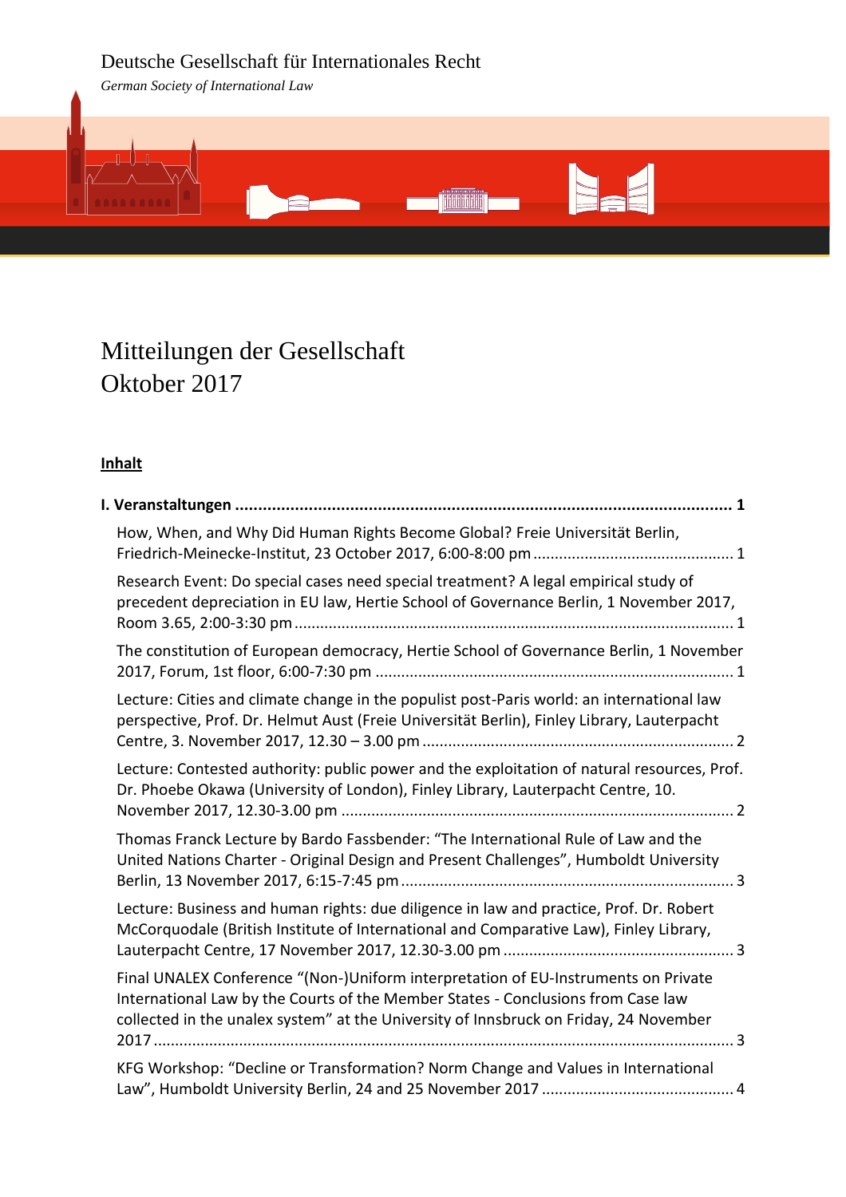Deutsche Gesellschaft für Internationales Recht

*German Society of International Law*

# Mitteilungen der Gesellschaft
# Oktober 2017

**Inhalt**

**I. Veranstaltungen ........................................................................................................... 1**

How, When, and Why Did Human Rights Become Global? Freie Universität Berlin, Friedrich-Meinecke-Institut, 23 October 2017, 6:00-8:00 pm .............................................. 1

Research Event: Do special cases need special treatment? A legal empirical study of precedent depreciation in EU law, Hertie School of Governance Berlin, 1 November 2017, Room 3.65, 2:00-3:30 pm ..................................................................................................... 1

The constitution of European democracy, Hertie School of Governance Berlin, 1 November 2017, Forum, 1st floor, 6:00-7:30 pm .................................................................................. 1

Lecture: Cities and climate change in the populist post-Paris world: an international law perspective, Prof. Dr. Helmut Aust (Freie Universität Berlin), Finley Library, Lauterpacht Centre, 3. November 2017, 12.30 – 3.00 pm ........................................................................ 2

Lecture: Contested authority: public power and the exploitation of natural resources, Prof. Dr. Phoebe Okawa (University of London), Finley Library, Lauterpacht Centre, 10. November 2017, 12.30-3.00 pm .......................................................................................... 2

Thomas Franck Lecture by Bardo Fassbender: "The International Rule of Law and the United Nations Charter - Original Design and Present Challenges", Humboldt University Berlin, 13 November 2017, 6:15-7:45 pm ............................................................................ 3

Lecture: Business and human rights: due diligence in law and practice, Prof. Dr. Robert McCorquodale (British Institute of International and Comparative Law), Finley Library, Lauterpacht Centre, 17 November 2017, 12.30-3.00 pm ..................................................... 3

Final UNALEX Conference "(Non-)Uniform interpretation of EU-Instruments on Private International Law by the Courts of the Member States - Conclusions from Case law collected in the unalex system" at the University of Innsbruck on Friday, 24 November 2017 ..................................................................................................................................... 3

KFG Workshop: "Decline or Transformation? Norm Change and Values in International Law", Humboldt University Berlin, 24 and 25 November 2017 ............................................ 4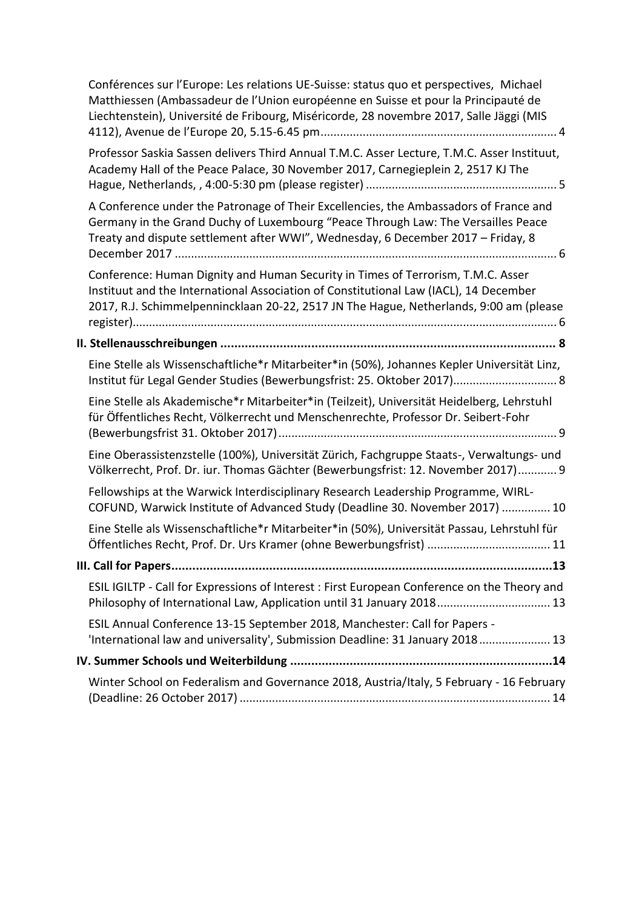Conférences sur l'Europe: Les relations UE-Suisse: status quo et perspectives, Michael Matthiessen (Ambassadeur de l'Union européenne en Suisse et pour la Principauté de Liechtenstein), Université de Fribourg, Miséricorde, 28 novembre 2017, Salle Jäggi (MIS 4112), Avenue de l'Europe 20, 5.15-6.45 pm ........ 4

Professor Saskia Sassen delivers Third Annual T.M.C. Asser Lecture, T.M.C. Asser Instituut, Academy Hall of the Peace Palace, 30 November 2017, Carnegieplein 2, 2517 KJ The Hague, Netherlands, , 4:00-5:30 pm (please register) ........ 5

A Conference under the Patronage of Their Excellencies, the Ambassadors of France and Germany in the Grand Duchy of Luxembourg "Peace Through Law: The Versailles Peace Treaty and dispute settlement after WWI", Wednesday, 6 December 2017 – Friday, 8 December 2017 ........ 6

Conference: Human Dignity and Human Security in Times of Terrorism, T.M.C. Asser Instituut and the International Association of Constitutional Law (IACL), 14 December 2017, R.J. Schimmelpennincklaan 20-22, 2517 JN The Hague, Netherlands, 9:00 am (please register) ........ 6

**II. Stellenausschreibungen ........ 8**

Eine Stelle als Wissenschaftliche*r Mitarbeiter*in (50%), Johannes Kepler Universität Linz, Institut für Legal Gender Studies (Bewerbungsfrist: 25. Oktober 2017) ........ 8

Eine Stelle als Akademische*r Mitarbeiter*in (Teilzeit), Universität Heidelberg, Lehrstuhl für Öffentliches Recht, Völkerrecht und Menschenrechte, Professor Dr. Seibert-Fohr (Bewerbungsfrist 31. Oktober 2017) ........ 9

Eine Oberassistenzstelle (100%), Universität Zürich, Fachgruppe Staats-, Verwaltungs- und Völkerrecht, Prof. Dr. iur. Thomas Gächter (Bewerbungsfrist: 12. November 2017) ........ 9

Fellowships at the Warwick Interdisciplinary Research Leadership Programme, WIRL-COFUND, Warwick Institute of Advanced Study (Deadline 30. November 2017) ........ 10

Eine Stelle als Wissenschaftliche*r Mitarbeiter*in (50%), Universität Passau, Lehrstuhl für Öffentliches Recht, Prof. Dr. Urs Kramer (ohne Bewerbungsfrist) ........ 11

**III. Call for Papers ........ 13**

ESIL IGILTP - Call for Expressions of Interest : First European Conference on the Theory and Philosophy of International Law, Application until 31 January 2018 ........ 13

ESIL Annual Conference 13-15 September 2018, Manchester: Call for Papers - 'International law and universality', Submission Deadline: 31 January 2018 ........ 13

**IV. Summer Schools und Weiterbildung ........ 14**

Winter School on Federalism and Governance 2018, Austria/Italy, 5 February - 16 February (Deadline: 26 October 2017) ........ 14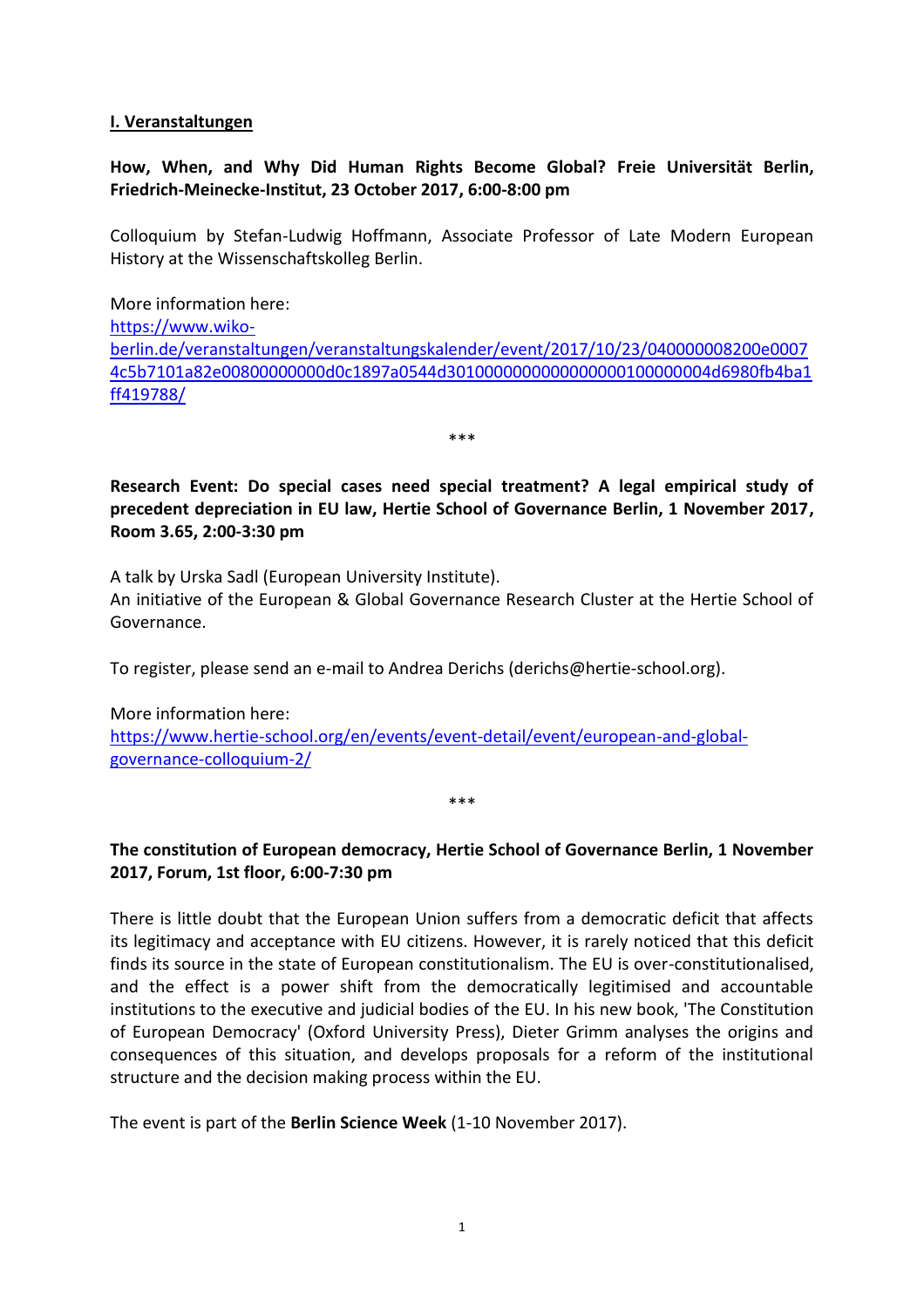## I. Veranstaltungen

**How, When, and Why Did Human Rights Become Global? Freie Universität Berlin, Friedrich-Meinecke-Institut, 23 October 2017, 6:00-8:00 pm**

Colloquium by Stefan-Ludwig Hoffmann, Associate Professor of Late Modern European History at the Wissenschaftskolleg Berlin.

More information here:
https://www.wiko-berlin.de/veranstaltungen/veranstaltungskalender/event/2017/10/23/040000008200e00074c5b7101a82e00800000000d0c1897a0544d301000000000000000010000004d6980fb4ba1ff419788/

***

**Research Event: Do special cases need special treatment? A legal empirical study of precedent depreciation in EU law, Hertie School of Governance Berlin, 1 November 2017, Room 3.65, 2:00-3:30 pm**

A talk by Urska Sadl (European University Institute).
An initiative of the European & Global Governance Research Cluster at the Hertie School of Governance.

To register, please send an e-mail to Andrea Derichs (derichs@hertie-school.org).

More information here:
https://www.hertie-school.org/en/events/event-detail/event/european-and-global-governance-colloquium-2/

***

**The constitution of European democracy, Hertie School of Governance Berlin, 1 November 2017, Forum, 1st floor, 6:00-7:30 pm**

There is little doubt that the European Union suffers from a democratic deficit that affects its legitimacy and acceptance with EU citizens. However, it is rarely noticed that this deficit finds its source in the state of European constitutionalism. The EU is over-constitutionalised, and the effect is a power shift from the democratically legitimised and accountable institutions to the executive and judicial bodies of the EU. In his new book, 'The Constitution of European Democracy' (Oxford University Press), Dieter Grimm analyses the origins and consequences of this situation, and develops proposals for a reform of the institutional structure and the decision making process within the EU.

The event is part of the **Berlin Science Week** (1-10 November 2017).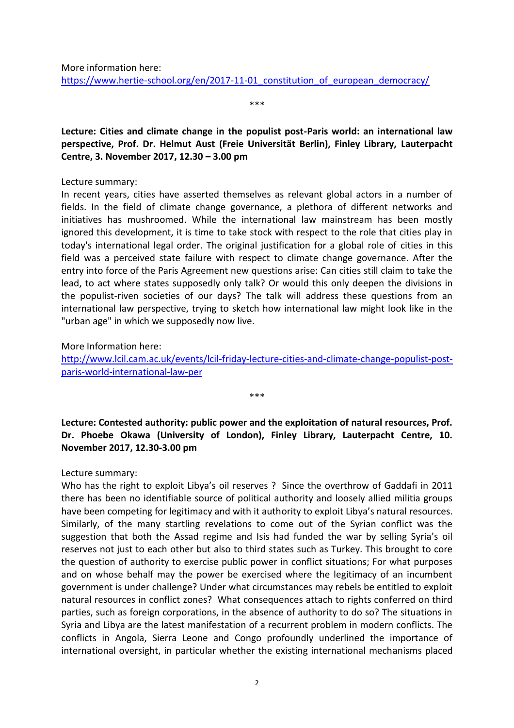More information here:
https://www.hertie-school.org/en/2017-11-01_constitution_of_european_democracy/

\*\*\*

**Lecture: Cities and climate change in the populist post-Paris world: an international law perspective, Prof. Dr. Helmut Aust (Freie Universität Berlin), Finley Library, Lauterpacht Centre, 3. November 2017, 12.30 – 3.00 pm**

Lecture summary:
In recent years, cities have asserted themselves as relevant global actors in a number of fields. In the field of climate change governance, a plethora of different networks and initiatives has mushroomed. While the international law mainstream has been mostly ignored this development, it is time to take stock with respect to the role that cities play in today's international legal order. The original justification for a global role of cities in this field was a perceived state failure with respect to climate change governance. After the entry into force of the Paris Agreement new questions arise: Can cities still claim to take the lead, to act where states supposedly only talk? Or would this only deepen the divisions in the populist-riven societies of our days? The talk will address these questions from an international law perspective, trying to sketch how international law might look like in the "urban age" in which we supposedly now live.

More Information here:
http://www.lcil.cam.ac.uk/events/lcil-friday-lecture-cities-and-climate-change-populist-post-paris-world-international-law-per

\*\*\*

**Lecture: Contested authority: public power and the exploitation of natural resources, Prof. Dr. Phoebe Okawa (University of London), Finley Library, Lauterpacht Centre, 10. November 2017, 12.30-3.00 pm**

Lecture summary:
Who has the right to exploit Libya's oil reserves ? Since the overthrow of Gaddafi in 2011 there has been no identifiable source of political authority and loosely allied militia groups have been competing for legitimacy and with it authority to exploit Libya's natural resources. Similarly, of the many startling revelations to come out of the Syrian conflict was the suggestion that both the Assad regime and Isis had funded the war by selling Syria's oil reserves not just to each other but also to third states such as Turkey. This brought to core the question of authority to exercise public power in conflict situations; For what purposes and on whose behalf may the power be exercised where the legitimacy of an incumbent government is under challenge? Under what circumstances may rebels be entitled to exploit natural resources in conflict zones? What consequences attach to rights conferred on third parties, such as foreign corporations, in the absence of authority to do so? The situations in Syria and Libya are the latest manifestation of a recurrent problem in modern conflicts. The conflicts in Angola, Sierra Leone and Congo profoundly underlined the importance of international oversight, in particular whether the existing international mechanisms placed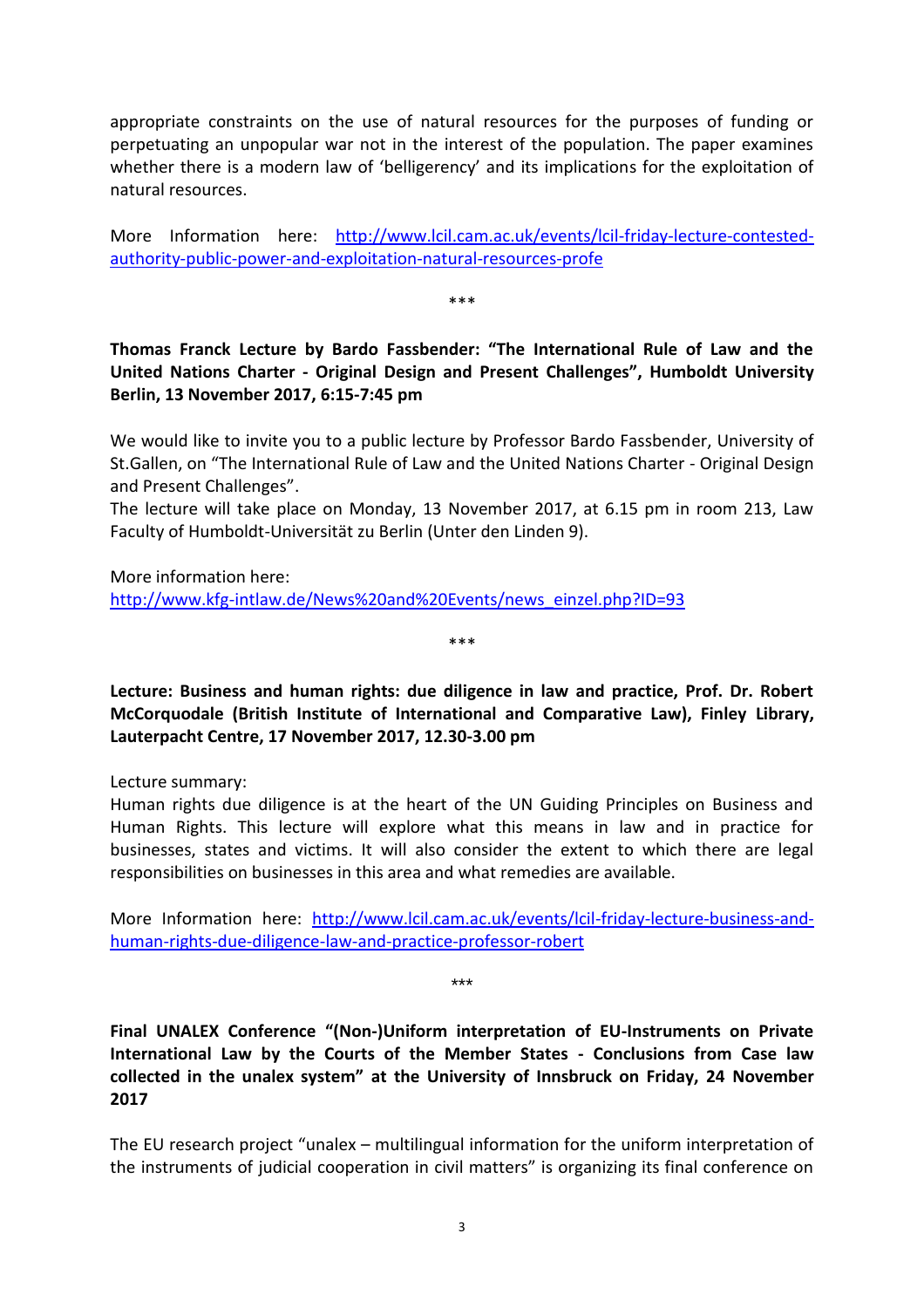appropriate constraints on the use of natural resources for the purposes of funding or perpetuating an unpopular war not in the interest of the population. The paper examines whether there is a modern law of 'belligerency' and its implications for the exploitation of natural resources.

More Information here: http://www.lcil.cam.ac.uk/events/lcil-friday-lecture-contested-authority-public-power-and-exploitation-natural-resources-profe

***

**Thomas Franck Lecture by Bardo Fassbender: "The International Rule of Law and the United Nations Charter - Original Design and Present Challenges", Humboldt University Berlin, 13 November 2017, 6:15-7:45 pm**

We would like to invite you to a public lecture by Professor Bardo Fassbender, University of St.Gallen, on "The International Rule of Law and the United Nations Charter - Original Design and Present Challenges".
The lecture will take place on Monday, 13 November 2017, at 6.15 pm in room 213, Law Faculty of Humboldt-Universität zu Berlin (Unter den Linden 9).

More information here:
http://www.kfg-intlaw.de/News%20and%20Events/news_einzel.php?ID=93

***

**Lecture: Business and human rights: due diligence in law and practice, Prof. Dr. Robert McCorquodale (British Institute of International and Comparative Law), Finley Library, Lauterpacht Centre, 17 November 2017, 12.30-3.00 pm**

Lecture summary:
Human rights due diligence is at the heart of the UN Guiding Principles on Business and Human Rights. This lecture will explore what this means in law and in practice for businesses, states and victims. It will also consider the extent to which there are legal responsibilities on businesses in this area and what remedies are available.

More Information here: http://www.lcil.cam.ac.uk/events/lcil-friday-lecture-business-and-human-rights-due-diligence-law-and-practice-professor-robert

***

**Final UNALEX Conference "(Non-)Uniform interpretation of EU-Instruments on Private International Law by the Courts of the Member States - Conclusions from Case law collected in the unalex system" at the University of Innsbruck on Friday, 24 November 2017**

The EU research project "unalex – multilingual information for the uniform interpretation of the instruments of judicial cooperation in civil matters" is organizing its final conference on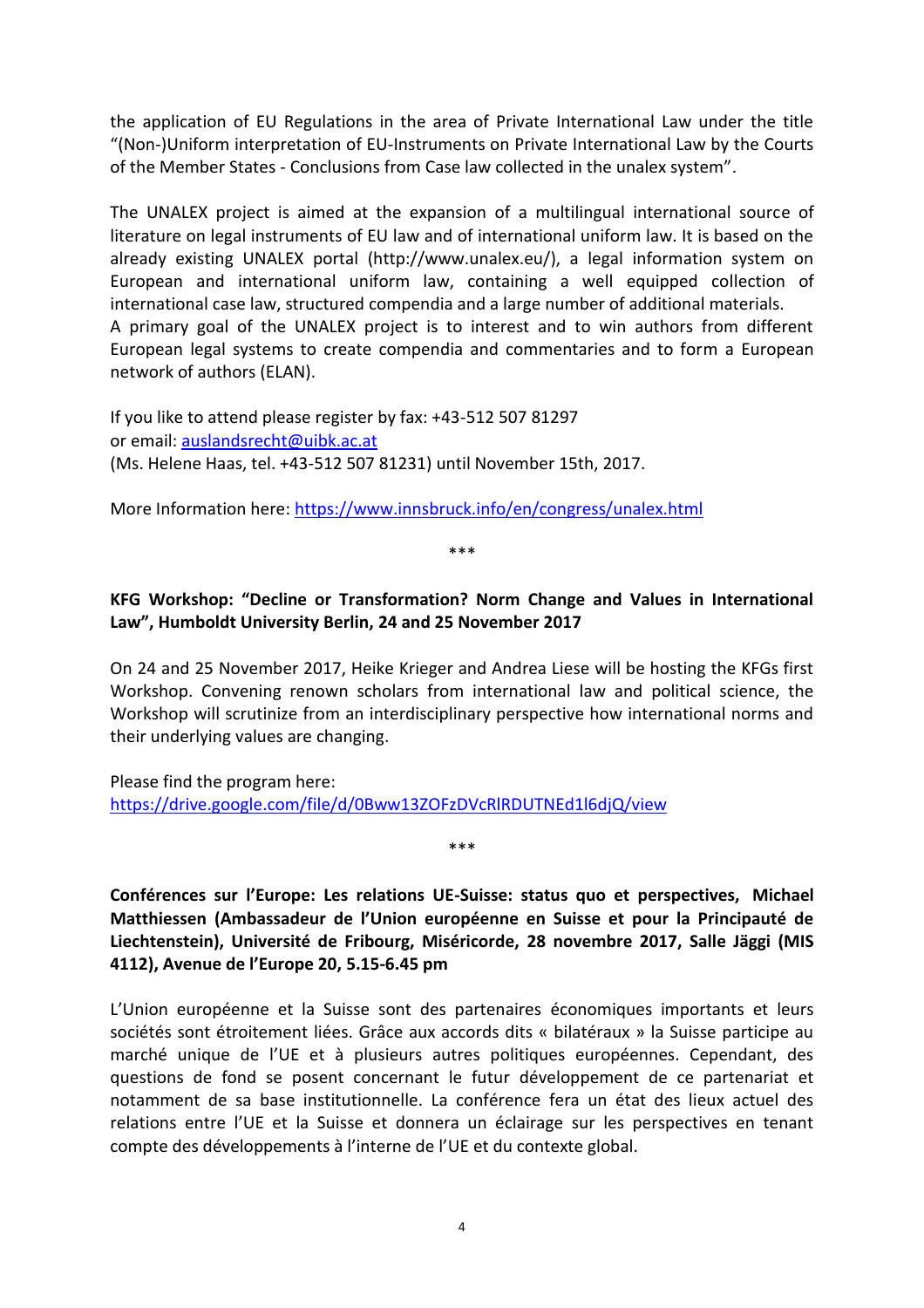the application of EU Regulations in the area of Private International Law under the title "(Non-)Uniform interpretation of EU-Instruments on Private International Law by the Courts of the Member States - Conclusions from Case law collected in the unalex system".

The UNALEX project is aimed at the expansion of a multilingual international source of literature on legal instruments of EU law and of international uniform law. It is based on the already existing UNALEX portal (http://www.unalex.eu/), a legal information system on European and international uniform law, containing a well equipped collection of international case law, structured compendia and a large number of additional materials.
A primary goal of the UNALEX project is to interest and to win authors from different European legal systems to create compendia and commentaries and to form a European network of authors (ELAN).

If you like to attend please register by fax: +43-512 507 81297
or email: auslandsrecht@uibk.ac.at
(Ms. Helene Haas, tel. +43-512 507 81231) until November 15th, 2017.

More Information here: https://www.innsbruck.info/en/congress/unalex.html

***

**KFG Workshop: "Decline or Transformation? Norm Change and Values in International Law", Humboldt University Berlin, 24 and 25 November 2017**

On 24 and 25 November 2017, Heike Krieger and Andrea Liese will be hosting the KFGs first Workshop. Convening renown scholars from international law and political science, the Workshop will scrutinize from an interdisciplinary perspective how international norms and their underlying values are changing.

Please find the program here:
https://drive.google.com/file/d/0Bww13ZOFzDVcRlRDUTNEd1l6djQ/view

***

**Conférences sur l'Europe: Les relations UE-Suisse: status quo et perspectives, Michael Matthiessen (Ambassadeur de l'Union européenne en Suisse et pour la Principauté de Liechtenstein), Université de Fribourg, Miséricorde, 28 novembre 2017, Salle Jäggi (MIS 4112), Avenue de l'Europe 20, 5.15-6.45 pm**

L'Union européenne et la Suisse sont des partenaires économiques importants et leurs sociétés sont étroitement liées. Grâce aux accords dits « bilatéraux » la Suisse participe au marché unique de l'UE et à plusieurs autres politiques européennes. Cependant, des questions de fond se posent concernant le futur développement de ce partenariat et notamment de sa base institutionnelle. La conférence fera un état des lieux actuel des relations entre l'UE et la Suisse et donnera un éclairage sur les perspectives en tenant compte des développements à l'interne de l'UE et du contexte global.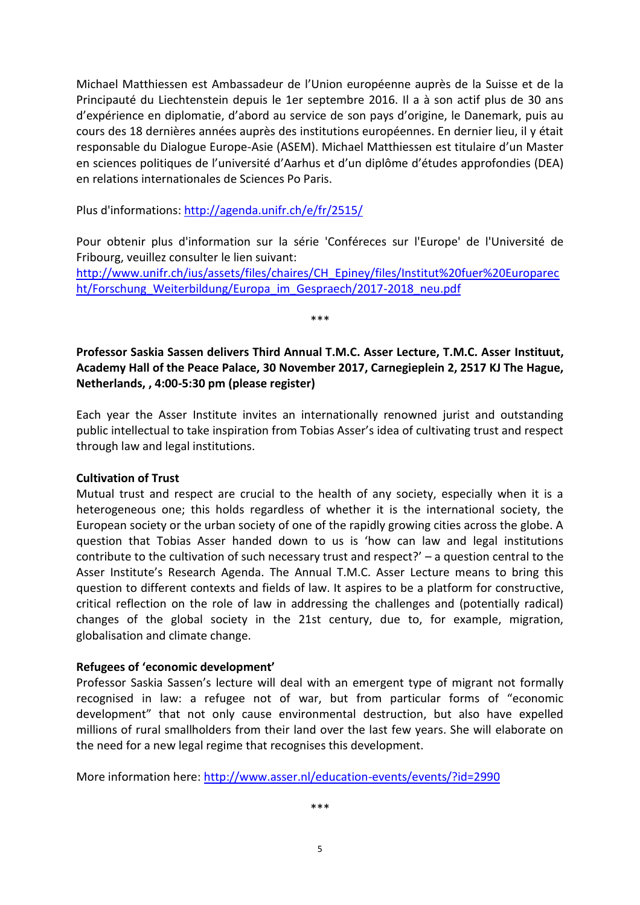Michael Matthiessen est Ambassadeur de l'Union européenne auprès de la Suisse et de la Principauté du Liechtenstein depuis le 1er septembre 2016. Il a à son actif plus de 30 ans d'expérience en diplomatie, d'abord au service de son pays d'origine, le Danemark, puis au cours des 18 dernières années auprès des institutions européennes. En dernier lieu, il y était responsable du Dialogue Europe-Asie (ASEM). Michael Matthiessen est titulaire d'un Master en sciences politiques de l'université d'Aarhus et d'un diplôme d'études approfondies (DEA) en relations internationales de Sciences Po Paris.

Plus d'informations: http://agenda.unifr.ch/e/fr/2515/

Pour obtenir plus d'information sur la série 'Conféreces sur l'Europe' de l'Université de Fribourg, veuillez consulter le lien suivant:
http://www.unifr.ch/ius/assets/files/chaires/CH_Epiney/files/Institut%20fuer%20Europarecht/Forschung_Weiterbildung/Europa_im_Gespraech/2017-2018_neu.pdf

\*\*\*

**Professor Saskia Sassen delivers Third Annual T.M.C. Asser Lecture, T.M.C. Asser Instituut, Academy Hall of the Peace Palace, 30 November 2017, Carnegieplein 2, 2517 KJ The Hague, Netherlands, , 4:00-5:30 pm (please register)**

Each year the Asser Institute invites an internationally renowned jurist and outstanding public intellectual to take inspiration from Tobias Asser's idea of cultivating trust and respect through law and legal institutions.

**Cultivation of Trust**
Mutual trust and respect are crucial to the health of any society, especially when it is a heterogeneous one; this holds regardless of whether it is the international society, the European society or the urban society of one of the rapidly growing cities across the globe. A question that Tobias Asser handed down to us is 'how can law and legal institutions contribute to the cultivation of such necessary trust and respect?' – a question central to the Asser Institute's Research Agenda. The Annual T.M.C. Asser Lecture means to bring this question to different contexts and fields of law. It aspires to be a platform for constructive, critical reflection on the role of law in addressing the challenges and (potentially radical) changes of the global society in the 21st century, due to, for example, migration, globalisation and climate change.

**Refugees of 'economic development'**
Professor Saskia Sassen's lecture will deal with an emergent type of migrant not formally recognised in law: a refugee not of war, but from particular forms of "economic development" that not only cause environmental destruction, but also have expelled millions of rural smallholders from their land over the last few years. She will elaborate on the need for a new legal regime that recognises this development.

More information here: http://www.asser.nl/education-events/events/?id=2990

\*\*\*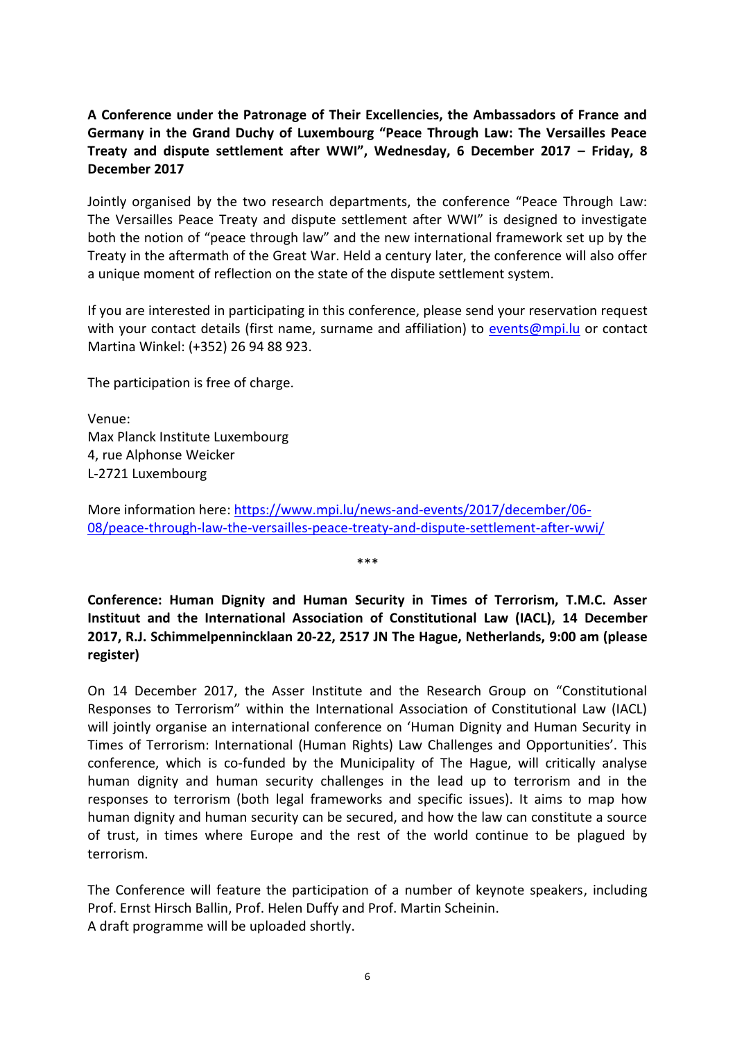**A Conference under the Patronage of Their Excellencies, the Ambassadors of France and Germany in the Grand Duchy of Luxembourg "Peace Through Law: The Versailles Peace Treaty and dispute settlement after WWI", Wednesday, 6 December 2017 – Friday, 8 December 2017**

Jointly organised by the two research departments, the conference "Peace Through Law: The Versailles Peace Treaty and dispute settlement after WWI" is designed to investigate both the notion of "peace through law" and the new international framework set up by the Treaty in the aftermath of the Great War. Held a century later, the conference will also offer a unique moment of reflection on the state of the dispute settlement system.

If you are interested in participating in this conference, please send your reservation request with your contact details (first name, surname and affiliation) to [events@mpi.lu](mailto:events@mpi.lu) or contact Martina Winkel: (+352) 26 94 88 923.

The participation is free of charge.

Venue:
Max Planck Institute Luxembourg
4, rue Alphonse Weicker
L-2721 Luxembourg

More information here: [https://www.mpi.lu/news-and-events/2017/december/06-08/peace-through-law-the-versailles-peace-treaty-and-dispute-settlement-after-wwi/](https://www.mpi.lu/news-and-events/2017/december/06-08/peace-through-law-the-versailles-peace-treaty-and-dispute-settlement-after-wwi/)

***

**Conference: Human Dignity and Human Security in Times of Terrorism, T.M.C. Asser Instituut and the International Association of Constitutional Law (IACL), 14 December 2017, R.J. Schimmelpennincklaan 20-22, 2517 JN The Hague, Netherlands, 9:00 am (please register)**

On 14 December 2017, the Asser Institute and the Research Group on "Constitutional Responses to Terrorism" within the International Association of Constitutional Law (IACL) will jointly organise an international conference on 'Human Dignity and Human Security in Times of Terrorism: International (Human Rights) Law Challenges and Opportunities'. This conference, which is co-funded by the Municipality of The Hague, will critically analyse human dignity and human security challenges in the lead up to terrorism and in the responses to terrorism (both legal frameworks and specific issues). It aims to map how human dignity and human security can be secured, and how the law can constitute a source of trust, in times where Europe and the rest of the world continue to be plagued by terrorism.

The Conference will feature the participation of a number of keynote speakers, including Prof. Ernst Hirsch Ballin, Prof. Helen Duffy and Prof. Martin Scheinin.
A draft programme will be uploaded shortly.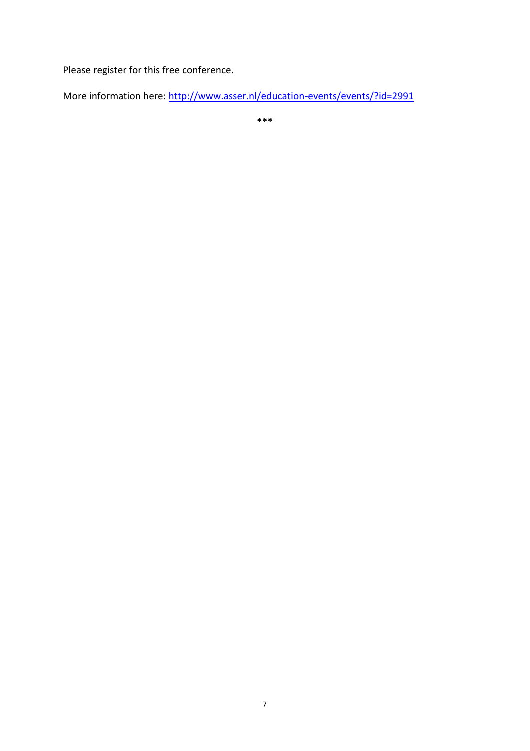Please register for this free conference.

More information here: [http://www.asser.nl/education-events/events/?id=2991](http://www.asser.nl/education-events/events/?id=2991)

***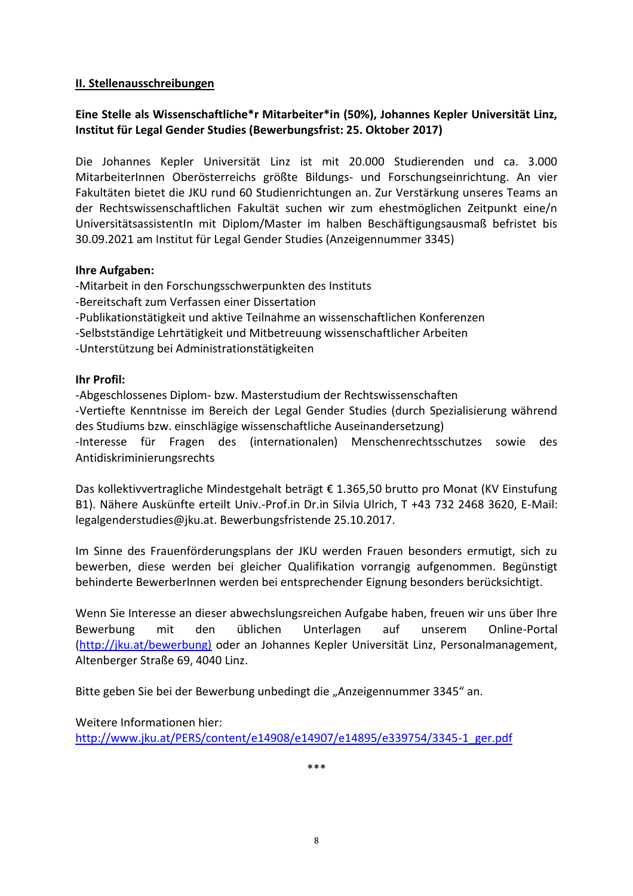## II. Stellenausschreibungen

### Eine Stelle als Wissenschaftliche*r Mitarbeiter*in (50%), Johannes Kepler Universität Linz, Institut für Legal Gender Studies (Bewerbungsfrist: 25. Oktober 2017)

Die Johannes Kepler Universität Linz ist mit 20.000 Studierenden und ca. 3.000 MitarbeiterInnen Oberösterreichs größte Bildungs- und Forschungseinrichtung. An vier Fakultäten bietet die JKU rund 60 Studienrichtungen an. Zur Verstärkung unseres Teams an der Rechtswissenschaftlichen Fakultät suchen wir zum ehestmöglichen Zeitpunkt eine/n UniversitätsassistentIn mit Diplom/Master im halben Beschäftigungsausmaß befristet bis 30.09.2021 am Institut für Legal Gender Studies (Anzeigennummer 3345)

**Ihre Aufgaben:**

- Mitarbeit in den Forschungsschwerpunkten des Instituts
- Bereitschaft zum Verfassen einer Dissertation
- Publikationstätigkeit und aktive Teilnahme an wissenschaftlichen Konferenzen
- Selbstständige Lehrtätigkeit und Mitbetreuung wissenschaftlicher Arbeiten
- Unterstützung bei Administrationstätigkeiten

**Ihr Profil:**

- Abgeschlossenes Diplom- bzw. Masterstudium der Rechtswissenschaften
- Vertiefte Kenntnisse im Bereich der Legal Gender Studies (durch Spezialisierung während des Studiums bzw. einschlägige wissenschaftliche Auseinandersetzung)
- Interesse für Fragen des (internationalen) Menschenrechtsschutzes sowie des Antidiskriminierungsrechts

Das kollektivvertragliche Mindestgehalt beträgt € 1.365,50 brutto pro Monat (KV Einstufung B1). Nähere Auskünfte erteilt Univ.-Prof.in Dr.in Silvia Ulrich, T +43 732 2468 3620, E-Mail: legalgenderstudies@jku.at. Bewerbungsfristende 25.10.2017.

Im Sinne des Frauenförderungsplans der JKU werden Frauen besonders ermutigt, sich zu bewerben, diese werden bei gleicher Qualifikation vorrangig aufgenommen. Begünstigt behinderte BewerberInnen werden bei entsprechender Eignung besonders berücksichtigt.

Wenn Sie Interesse an dieser abwechslungsreichen Aufgabe haben, freuen wir uns über Ihre Bewerbung mit den üblichen Unterlagen auf unserem Online-Portal (http://jku.at/bewerbung) oder an Johannes Kepler Universität Linz, Personalmanagement, Altenberger Straße 69, 4040 Linz.

Bitte geben Sie bei der Bewerbung unbedingt die „Anzeigennummer 3345" an.

Weitere Informationen hier:
http://www.jku.at/PERS/content/e14908/e14907/e14895/e339754/3345-1_ger.pdf

***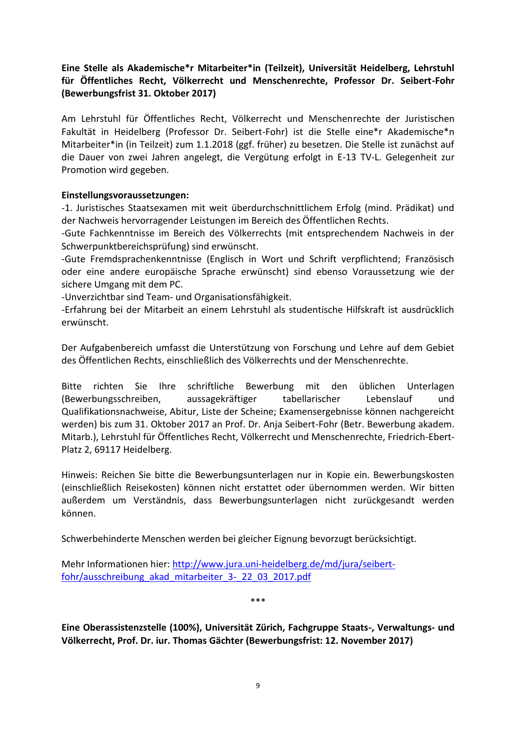**Eine Stelle als Akademische*r Mitarbeiter*in (Teilzeit), Universität Heidelberg, Lehrstuhl für Öffentliches Recht, Völkerrecht und Menschenrechte, Professor Dr. Seibert-Fohr (Bewerbungsfrist 31. Oktober 2017)**

Am Lehrstuhl für Öffentliches Recht, Völkerrecht und Menschenrechte der Juristischen Fakultät in Heidelberg (Professor Dr. Seibert-Fohr) ist die Stelle eine*r Akademische*n Mitarbeiter*in (in Teilzeit) zum 1.1.2018 (ggf. früher) zu besetzen. Die Stelle ist zunächst auf die Dauer von zwei Jahren angelegt, die Vergütung erfolgt in E-13 TV-L. Gelegenheit zur Promotion wird gegeben.

**Einstellungsvoraussetzungen:**

-1. Juristisches Staatsexamen mit weit überdurchschnittlichem Erfolg (mind. Prädikat) und der Nachweis hervorragender Leistungen im Bereich des Öffentlichen Rechts.

-Gute Fachkenntnisse im Bereich des Völkerrechts (mit entsprechendem Nachweis in der Schwerpunktbereichsprüfung) sind erwünscht.

-Gute Fremdsprachenkenntnisse (Englisch in Wort und Schrift verpflichtend; Französisch oder eine andere europäische Sprache erwünscht) sind ebenso Voraussetzung wie der sichere Umgang mit dem PC.

-Unverzichtbar sind Team- und Organisationsfähigkeit.

-Erfahrung bei der Mitarbeit an einem Lehrstuhl als studentische Hilfskraft ist ausdrücklich erwünscht.

Der Aufgabenbereich umfasst die Unterstützung von Forschung und Lehre auf dem Gebiet des Öffentlichen Rechts, einschließlich des Völkerrechts und der Menschenrechte.

Bitte richten Sie Ihre schriftliche Bewerbung mit den üblichen Unterlagen (Bewerbungsschreiben, aussagekräftiger tabellarischer Lebenslauf und Qualifikationsnachweise, Abitur, Liste der Scheine; Examensergebnisse können nachgereicht werden) bis zum 31. Oktober 2017 an Prof. Dr. Anja Seibert-Fohr (Betr. Bewerbung akadem. Mitarb.), Lehrstuhl für Öffentliches Recht, Völkerrecht und Menschenrechte, Friedrich-Ebert-Platz 2, 69117 Heidelberg.

Hinweis: Reichen Sie bitte die Bewerbungsunterlagen nur in Kopie ein. Bewerbungskosten (einschließlich Reisekosten) können nicht erstattet oder übernommen werden. Wir bitten außerdem um Verständnis, dass Bewerbungsunterlagen nicht zurückgesandt werden können.

Schwerbehinderte Menschen werden bei gleicher Eignung bevorzugt berücksichtigt.

Mehr Informationen hier: [http://www.jura.uni-heidelberg.de/md/jura/seibert-fohr/ausschreibung_akad_mitarbeiter_3-_22_03_2017.pdf](http://www.jura.uni-heidelberg.de/md/jura/seibert-fohr/ausschreibung_akad_mitarbeiter_3-_22_03_2017.pdf)

***

**Eine Oberassistenzstelle (100%), Universität Zürich, Fachgruppe Staats-, Verwaltungs- und Völkerrecht, Prof. Dr. iur. Thomas Gächter (Bewerbungsfrist: 12. November 2017)**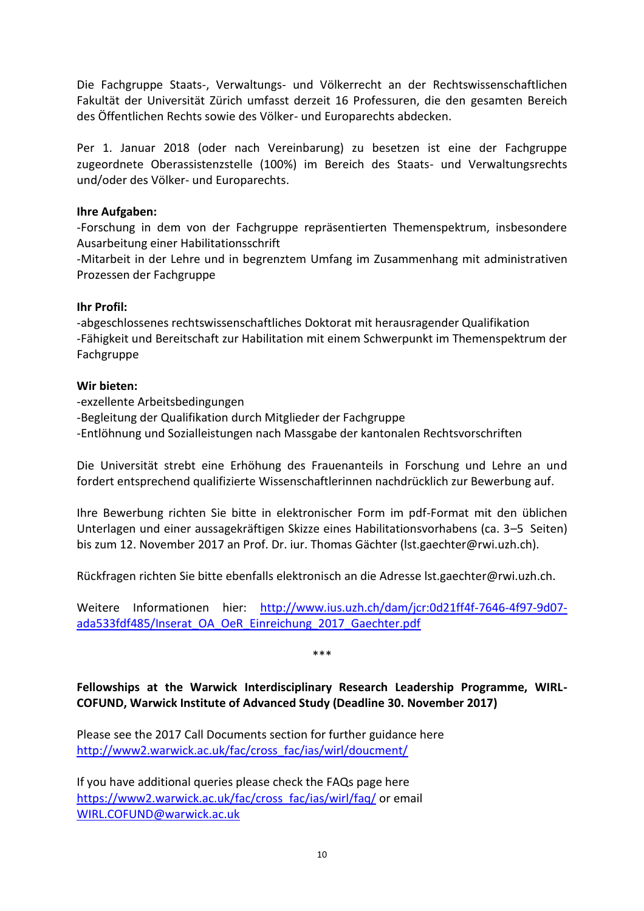Die Fachgruppe Staats-, Verwaltungs- und Völkerrecht an der Rechtswissenschaftlichen Fakultät der Universität Zürich umfasst derzeit 16 Professuren, die den gesamten Bereich des Öffentlichen Rechts sowie des Völker- und Europarechts abdecken.

Per 1. Januar 2018 (oder nach Vereinbarung) zu besetzen ist eine der Fachgruppe zugeordnete Oberassistenzstelle (100%) im Bereich des Staats- und Verwaltungsrechts und/oder des Völker- und Europarechts.

**Ihre Aufgaben:**
-Forschung in dem von der Fachgruppe repräsentierten Themenspektrum, insbesondere Ausarbeitung einer Habilitationsschrift
-Mitarbeit in der Lehre und in begrenztem Umfang im Zusammenhang mit administrativen Prozessen der Fachgruppe

**Ihr Profil:**
-abgeschlossenes rechtswissenschaftliches Doktorat mit herausragender Qualifikation
-Fähigkeit und Bereitschaft zur Habilitation mit einem Schwerpunkt im Themenspektrum der Fachgruppe

**Wir bieten:**
-exzellente Arbeitsbedingungen
-Begleitung der Qualifikation durch Mitglieder der Fachgruppe
-Entlöhnung und Sozialleistungen nach Massgabe der kantonalen Rechtsvorschriften

Die Universität strebt eine Erhöhung des Frauenanteils in Forschung und Lehre an und fordert entsprechend qualifizierte Wissenschaftlerinnen nachdrücklich zur Bewerbung auf.

Ihre Bewerbung richten Sie bitte in elektronischer Form im pdf-Format mit den üblichen Unterlagen und einer aussagekräftigen Skizze eines Habilitationsvorhabens (ca. 3–5 Seiten) bis zum 12. November 2017 an Prof. Dr. iur. Thomas Gächter (lst.gaechter@rwi.uzh.ch).

Rückfragen richten Sie bitte ebenfalls elektronisch an die Adresse lst.gaechter@rwi.uzh.ch.

Weitere Informationen hier: http://www.ius.uzh.ch/dam/jcr:0d21ff4f-7646-4f97-9d07-ada533fdf485/Inserat_OA_OeR_Einreichung_2017_Gaechter.pdf

\*\*\*

**Fellowships at the Warwick Interdisciplinary Research Leadership Programme, WIRL-COFUND, Warwick Institute of Advanced Study (Deadline 30. November 2017)**

Please see the 2017 Call Documents section for further guidance here http://www2.warwick.ac.uk/fac/cross_fac/ias/wirl/doucment/

If you have additional queries please check the FAQs page here https://www2.warwick.ac.uk/fac/cross_fac/ias/wirl/faq/ or email WIRL.COFUND@warwick.ac.uk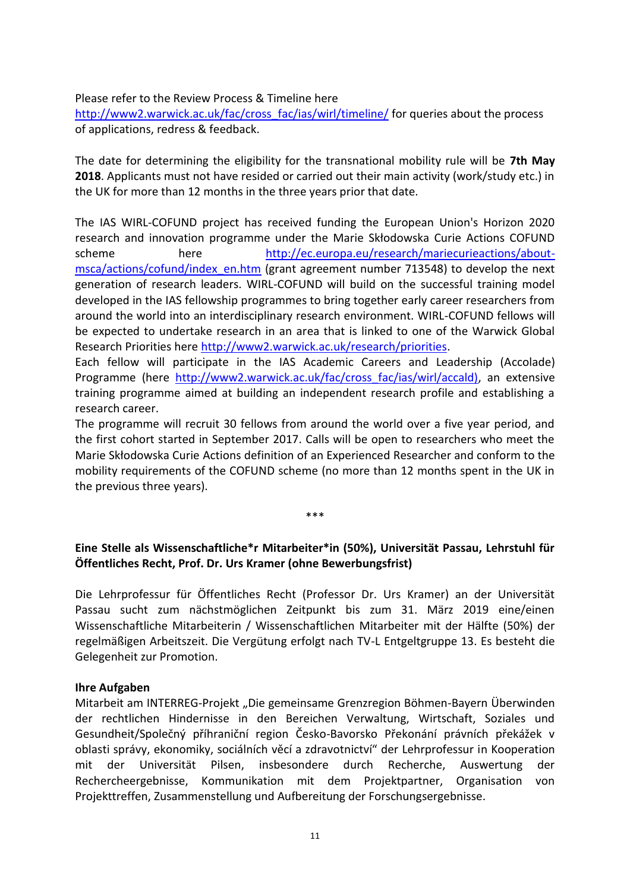Please refer to the Review Process & Timeline here http://www2.warwick.ac.uk/fac/cross_fac/ias/wirl/timeline/ for queries about the process of applications, redress & feedback.

The date for determining the eligibility for the transnational mobility rule will be **7th May 2018**. Applicants must not have resided or carried out their main activity (work/study etc.) in the UK for more than 12 months in the three years prior that date.

The IAS WIRL-COFUND project has received funding the European Union's Horizon 2020 research and innovation programme under the Marie Skłodowska Curie Actions COFUND scheme here http://ec.europa.eu/research/mariecurieactions/about-msca/actions/cofund/index_en.htm (grant agreement number 713548) to develop the next generation of research leaders. WIRL-COFUND will build on the successful training model developed in the IAS fellowship programmes to bring together early career researchers from around the world into an interdisciplinary research environment. WIRL-COFUND fellows will be expected to undertake research in an area that is linked to one of the Warwick Global Research Priorities here http://www2.warwick.ac.uk/research/priorities.
Each fellow will participate in the IAS Academic Careers and Leadership (Accolade) Programme (here http://www2.warwick.ac.uk/fac/cross_fac/ias/wirl/accald), an extensive training programme aimed at building an independent research profile and establishing a research career.
The programme will recruit 30 fellows from around the world over a five year period, and the first cohort started in September 2017. Calls will be open to researchers who meet the Marie Skłodowska Curie Actions definition of an Experienced Researcher and conform to the mobility requirements of the COFUND scheme (no more than 12 months spent in the UK in the previous three years).

\*\*\*

**Eine Stelle als Wissenschaftliche*r Mitarbeiter*in (50%), Universität Passau, Lehrstuhl für Öffentliches Recht, Prof. Dr. Urs Kramer (ohne Bewerbungsfrist)**

Die Lehrprofessur für Öffentliches Recht (Professor Dr. Urs Kramer) an der Universität Passau sucht zum nächstmöglichen Zeitpunkt bis zum 31. März 2019 eine/einen Wissenschaftliche Mitarbeiterin / Wissenschaftlichen Mitarbeiter mit der Hälfte (50%) der regelmäßigen Arbeitszeit. Die Vergütung erfolgt nach TV-L Entgeltgruppe 13. Es besteht die Gelegenheit zur Promotion.

**Ihre Aufgaben**
Mitarbeit am INTERREG-Projekt „Die gemeinsame Grenzregion Böhmen-Bayern Überwinden der rechtlichen Hindernisse in den Bereichen Verwaltung, Wirtschaft, Soziales und Gesundheit/Společný příhraniční region Česko-Bavorsko Překonání právních překážek v oblasti správy, ekonomiky, sociálních věcí a zdravotnictví" der Lehrprofessur in Kooperation mit der Universität Pilsen, insbesondere durch Recherche, Auswertung der Rechercheergebnisse, Kommunikation mit dem Projektpartner, Organisation von Projekttreffen, Zusammenstellung und Aufbereitung der Forschungsergebnisse.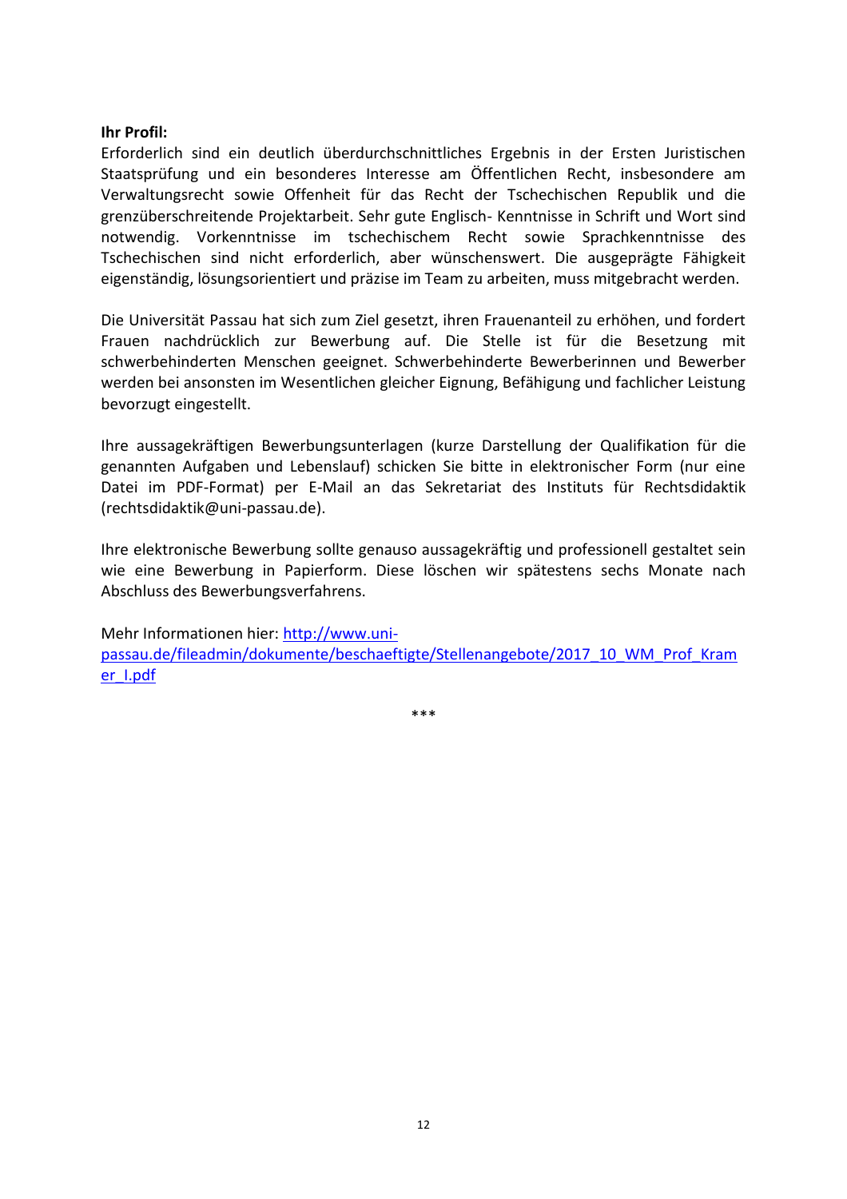**Ihr Profil:**
Erforderlich sind ein deutlich überdurchschnittliches Ergebnis in der Ersten Juristischen Staatsprüfung und ein besonderes Interesse am Öffentlichen Recht, insbesondere am Verwaltungsrecht sowie Offenheit für das Recht der Tschechischen Republik und die grenzüberschreitende Projektarbeit. Sehr gute Englisch- Kenntnisse in Schrift und Wort sind notwendig. Vorkenntnisse im tschechischem Recht sowie Sprachkenntnisse des Tschechischen sind nicht erforderlich, aber wünschenswert. Die ausgeprägte Fähigkeit eigenständig, lösungsorientiert und präzise im Team zu arbeiten, muss mitgebracht werden.

Die Universität Passau hat sich zum Ziel gesetzt, ihren Frauenanteil zu erhöhen, und fordert Frauen nachdrücklich zur Bewerbung auf. Die Stelle ist für die Besetzung mit schwerbehinderten Menschen geeignet. Schwerbehinderte Bewerberinnen und Bewerber werden bei ansonsten im Wesentlichen gleicher Eignung, Befähigung und fachlicher Leistung bevorzugt eingestellt.

Ihre aussagekräftigen Bewerbungsunterlagen (kurze Darstellung der Qualifikation für die genannten Aufgaben und Lebenslauf) schicken Sie bitte in elektronischer Form (nur eine Datei im PDF-Format) per E-Mail an das Sekretariat des Instituts für Rechtsdidaktik (rechtsdidaktik@uni-passau.de).

Ihre elektronische Bewerbung sollte genauso aussagekräftig und professionell gestaltet sein wie eine Bewerbung in Papierform. Diese löschen wir spätestens sechs Monate nach Abschluss des Bewerbungsverfahrens.

Mehr Informationen hier: [http://www.uni-passau.de/fileadmin/dokumente/beschaeftigte/Stellenangebote/2017_10_WM_Prof_Kramer_I.pdf](http://www.uni-passau.de/fileadmin/dokumente/beschaeftigte/Stellenangebote/2017_10_WM_Prof_Kramer_I.pdf)

***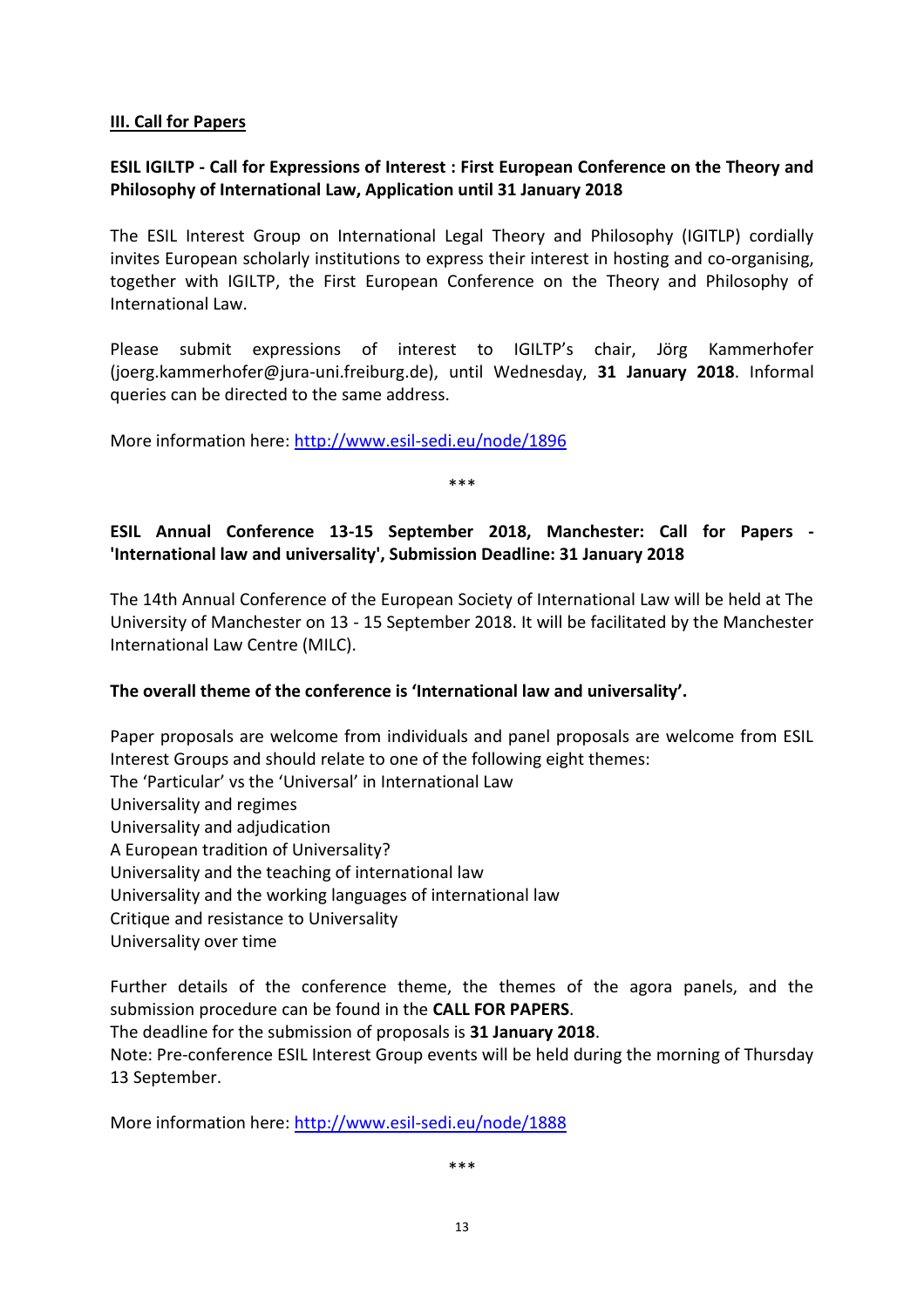## III. Call for Papers

**ESIL IGILTP - Call for Expressions of Interest : First European Conference on the Theory and Philosophy of International Law, Application until 31 January 2018**

The ESIL Interest Group on International Legal Theory and Philosophy (IGITLP) cordially invites European scholarly institutions to express their interest in hosting and co-organising, together with IGILTP, the First European Conference on the Theory and Philosophy of International Law.

Please submit expressions of interest to IGILTP's chair, Jörg Kammerhofer (joerg.kammerhofer@jura-uni.freiburg.de), until Wednesday, **31 January 2018**. Informal queries can be directed to the same address.

More information here: http://www.esil-sedi.eu/node/1896

\*\*\*

**ESIL Annual Conference 13-15 September 2018, Manchester: Call for Papers - 'International law and universality', Submission Deadline: 31 January 2018**

The 14th Annual Conference of the European Society of International Law will be held at The University of Manchester on 13 - 15 September 2018. It will be facilitated by the Manchester International Law Centre (MILC).

**The overall theme of the conference is 'International law and universality'.**

Paper proposals are welcome from individuals and panel proposals are welcome from ESIL Interest Groups and should relate to one of the following eight themes:

The 'Particular' vs the 'Universal' in International Law
Universality and regimes
Universality and adjudication
A European tradition of Universality?
Universality and the teaching of international law
Universality and the working languages of international law
Critique and resistance to Universality
Universality over time

Further details of the conference theme, the themes of the agora panels, and the submission procedure can be found in the **CALL FOR PAPERS**.

The deadline for the submission of proposals is **31 January 2018**.

Note: Pre-conference ESIL Interest Group events will be held during the morning of Thursday 13 September.

More information here: http://www.esil-sedi.eu/node/1888

\*\*\*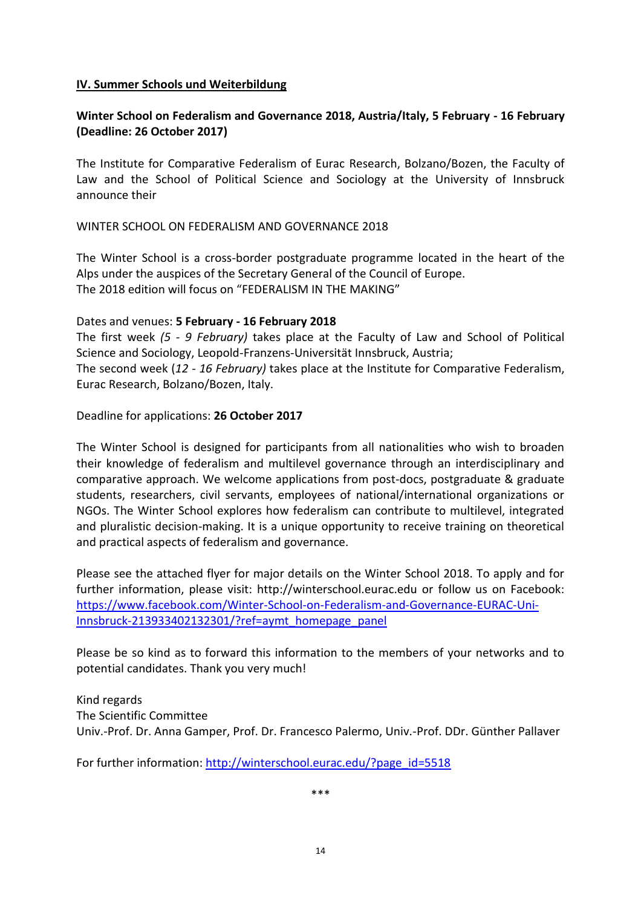## IV. Summer Schools und Weiterbildung

### Winter School on Federalism and Governance 2018, Austria/Italy, 5 February - 16 February (Deadline: 26 October 2017)

The Institute for Comparative Federalism of Eurac Research, Bolzano/Bozen, the Faculty of Law and the School of Political Science and Sociology at the University of Innsbruck announce their

WINTER SCHOOL ON FEDERALISM AND GOVERNANCE 2018

The Winter School is a cross-border postgraduate programme located in the heart of the Alps under the auspices of the Secretary General of the Council of Europe.
The 2018 edition will focus on "FEDERALISM IN THE MAKING"

Dates and venues: **5 February - 16 February 2018**
The first week *(5 - 9 February)* takes place at the Faculty of Law and School of Political Science and Sociology, Leopold-Franzens-Universität Innsbruck, Austria;
The second week (*12 - 16 February)* takes place at the Institute for Comparative Federalism, Eurac Research, Bolzano/Bozen, Italy.

Deadline for applications: **26 October 2017**

The Winter School is designed for participants from all nationalities who wish to broaden their knowledge of federalism and multilevel governance through an interdisciplinary and comparative approach. We welcome applications from post-docs, postgraduate & graduate students, researchers, civil servants, employees of national/international organizations or NGOs. The Winter School explores how federalism can contribute to multilevel, integrated and pluralistic decision-making. It is a unique opportunity to receive training on theoretical and practical aspects of federalism and governance.

Please see the attached flyer for major details on the Winter School 2018. To apply and for further information, please visit: http://winterschool.eurac.edu or follow us on Facebook: https://www.facebook.com/Winter-School-on-Federalism-and-Governance-EURAC-Uni-Innsbruck-213933402132301/?ref=aymt_homepage_panel

Please be so kind as to forward this information to the members of your networks and to potential candidates. Thank you very much!

Kind regards
The Scientific Committee
Univ.-Prof. Dr. Anna Gamper, Prof. Dr. Francesco Palermo, Univ.-Prof. DDr. Günther Pallaver

For further information: http://winterschool.eurac.edu/?page_id=5518

\*\*\*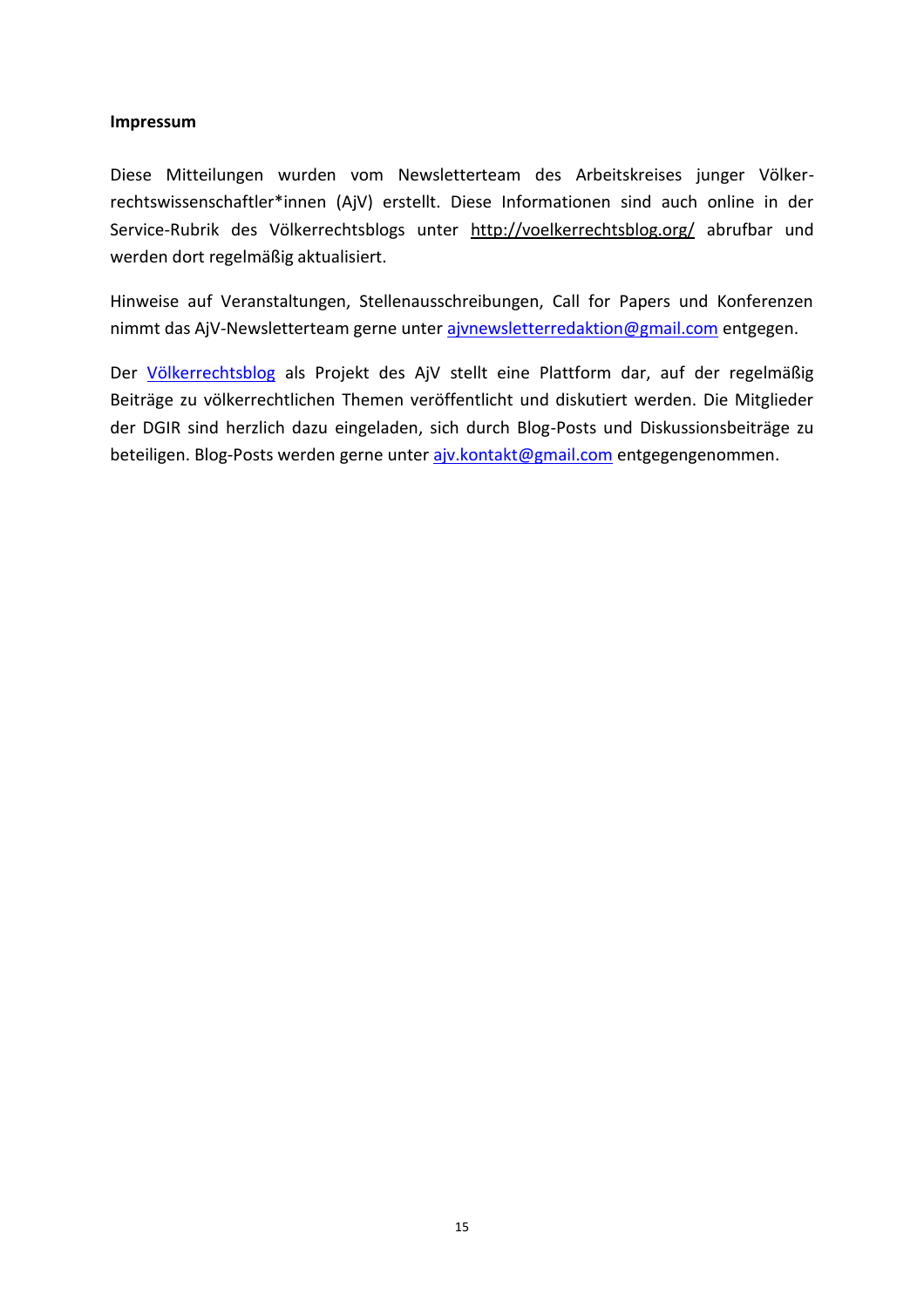**Impressum**

Diese Mitteilungen wurden vom Newsletterteam des Arbeitskreises junger Völkerrechtswissenschaftler*innen (AjV) erstellt. Diese Informationen sind auch online in der Service-Rubrik des Völkerrechtsblogs unter http://voelkerrechtsblog.org/ abrufbar und werden dort regelmäßig aktualisiert.

Hinweise auf Veranstaltungen, Stellenausschreibungen, Call for Papers und Konferenzen nimmt das AjV-Newsletterteam gerne unter ajvnewsletterredaktion@gmail.com entgegen.

Der Völkerrechtsblog als Projekt des AjV stellt eine Plattform dar, auf der regelmäßig Beiträge zu völkerrechtlichen Themen veröffentlicht und diskutiert werden. Die Mitglieder der DGIR sind herzlich dazu eingeladen, sich durch Blog-Posts und Diskussionsbeiträge zu beteiligen. Blog-Posts werden gerne unter ajv.kontakt@gmail.com entgegengenommen.